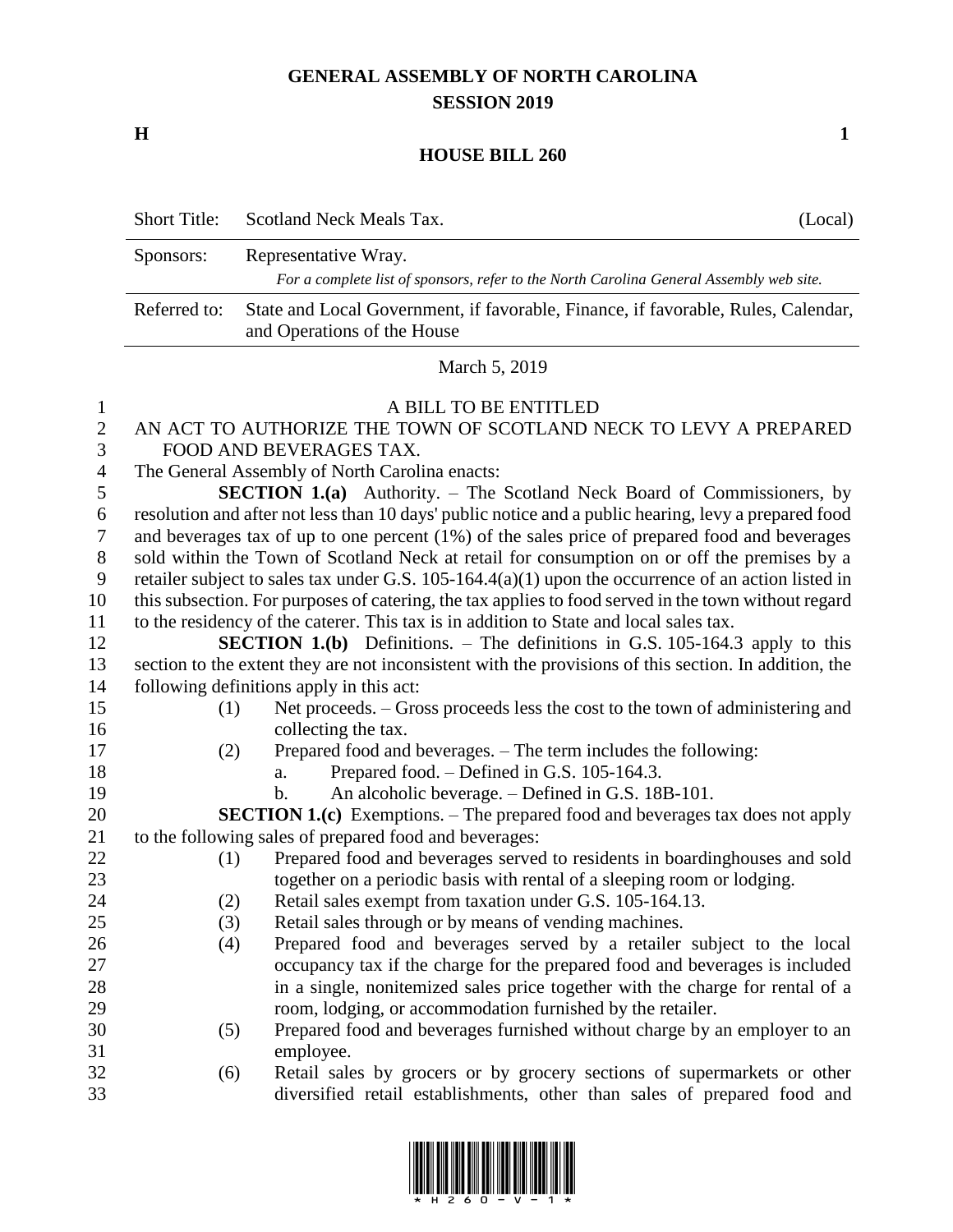# GENERAL ASSEMBLY OF NORTH CAROLINA
## SESSION 2019

**H** **1**

## HOUSE BILL 260

| Short Title: | Scotland Neck Meals Tax. | (Local) |
|---|---|---|
| Sponsors: | Representative Wray. *For a complete list of sponsors, refer to the North Carolina General Assembly web site.* | |
| Referred to: | State and Local Government, if favorable, Finance, if favorable, Rules, Calendar, and Operations of the House | |

March 5, 2019

A BILL TO BE ENTITLED

AN ACT TO AUTHORIZE THE TOWN OF SCOTLAND NECK TO LEVY A PREPARED FOOD AND BEVERAGES TAX.

The General Assembly of North Carolina enacts:

**SECTION 1.(a)** Authority. – The Scotland Neck Board of Commissioners, by resolution and after not less than 10 days' public notice and a public hearing, levy a prepared food and beverages tax of up to one percent (1%) of the sales price of prepared food and beverages sold within the Town of Scotland Neck at retail for consumption on or off the premises by a retailer subject to sales tax under G.S. 105-164.4(a)(1) upon the occurrence of an action listed in this subsection. For purposes of catering, the tax applies to food served in the town without regard to the residency of the caterer. This tax is in addition to State and local sales tax.

**SECTION 1.(b)** Definitions. – The definitions in G.S. 105-164.3 apply to this section to the extent they are not inconsistent with the provisions of this section. In addition, the following definitions apply in this act:

(1) Net proceeds. – Gross proceeds less the cost to the town of administering and collecting the tax.

(2) Prepared food and beverages. – The term includes the following:

a. Prepared food. – Defined in G.S. 105-164.3.

b. An alcoholic beverage. – Defined in G.S. 18B-101.

**SECTION 1.(c)** Exemptions. – The prepared food and beverages tax does not apply to the following sales of prepared food and beverages:

(1) Prepared food and beverages served to residents in boardinghouses and sold together on a periodic basis with rental of a sleeping room or lodging.

(2) Retail sales exempt from taxation under G.S. 105-164.13.

(3) Retail sales through or by means of vending machines.

(4) Prepared food and beverages served by a retailer subject to the local occupancy tax if the charge for the prepared food and beverages is included in a single, nonitemized sales price together with the charge for rental of a room, lodging, or accommodation furnished by the retailer.

(5) Prepared food and beverages furnished without charge by an employer to an employee.

(6) Retail sales by grocers or by grocery sections of supermarkets or other diversified retail establishments, other than sales of prepared food and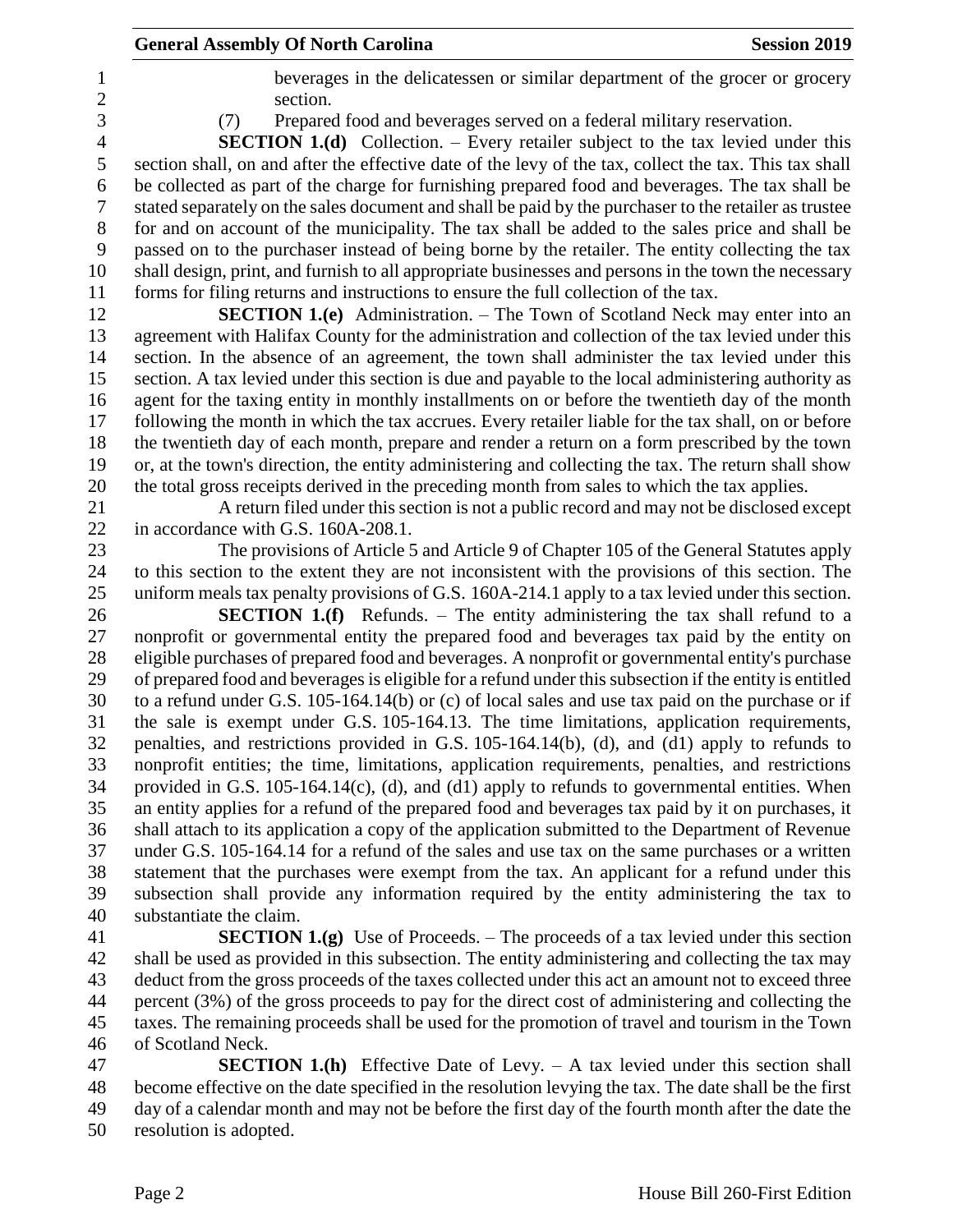beverages in the delicatessen or similar department of the grocer or grocery section.

(7) Prepared food and beverages served on a federal military reservation.

**SECTION 1.(d)** Collection. – Every retailer subject to the tax levied under this section shall, on and after the effective date of the levy of the tax, collect the tax. This tax shall be collected as part of the charge for furnishing prepared food and beverages. The tax shall be stated separately on the sales document and shall be paid by the purchaser to the retailer as trustee for and on account of the municipality. The tax shall be added to the sales price and shall be passed on to the purchaser instead of being borne by the retailer. The entity collecting the tax shall design, print, and furnish to all appropriate businesses and persons in the town the necessary forms for filing returns and instructions to ensure the full collection of the tax.

**SECTION 1.(e)** Administration. – The Town of Scotland Neck may enter into an agreement with Halifax County for the administration and collection of the tax levied under this section. In the absence of an agreement, the town shall administer the tax levied under this section. A tax levied under this section is due and payable to the local administering authority as agent for the taxing entity in monthly installments on or before the twentieth day of the month following the month in which the tax accrues. Every retailer liable for the tax shall, on or before the twentieth day of each month, prepare and render a return on a form prescribed by the town or, at the town's direction, the entity administering and collecting the tax. The return shall show the total gross receipts derived in the preceding month from sales to which the tax applies.

A return filed under this section is not a public record and may not be disclosed except in accordance with G.S. 160A-208.1.

The provisions of Article 5 and Article 9 of Chapter 105 of the General Statutes apply to this section to the extent they are not inconsistent with the provisions of this section. The uniform meals tax penalty provisions of G.S. 160A-214.1 apply to a tax levied under this section.

**SECTION 1.(f)** Refunds. – The entity administering the tax shall refund to a nonprofit or governmental entity the prepared food and beverages tax paid by the entity on eligible purchases of prepared food and beverages. A nonprofit or governmental entity's purchase of prepared food and beverages is eligible for a refund under this subsection if the entity is entitled to a refund under G.S. 105-164.14(b) or (c) of local sales and use tax paid on the purchase or if the sale is exempt under G.S. 105-164.13. The time limitations, application requirements, penalties, and restrictions provided in G.S. 105-164.14(b), (d), and (d1) apply to refunds to nonprofit entities; the time, limitations, application requirements, penalties, and restrictions provided in G.S. 105-164.14(c), (d), and (d1) apply to refunds to governmental entities. When an entity applies for a refund of the prepared food and beverages tax paid by it on purchases, it shall attach to its application a copy of the application submitted to the Department of Revenue under G.S. 105-164.14 for a refund of the sales and use tax on the same purchases or a written statement that the purchases were exempt from the tax. An applicant for a refund under this subsection shall provide any information required by the entity administering the tax to substantiate the claim.

**SECTION 1.(g)** Use of Proceeds. – The proceeds of a tax levied under this section shall be used as provided in this subsection. The entity administering and collecting the tax may deduct from the gross proceeds of the taxes collected under this act an amount not to exceed three percent (3%) of the gross proceeds to pay for the direct cost of administering and collecting the taxes. The remaining proceeds shall be used for the promotion of travel and tourism in the Town of Scotland Neck.

**SECTION 1.(h)** Effective Date of Levy. – A tax levied under this section shall become effective on the date specified in the resolution levying the tax. The date shall be the first day of a calendar month and may not be before the first day of the fourth month after the date the resolution is adopted.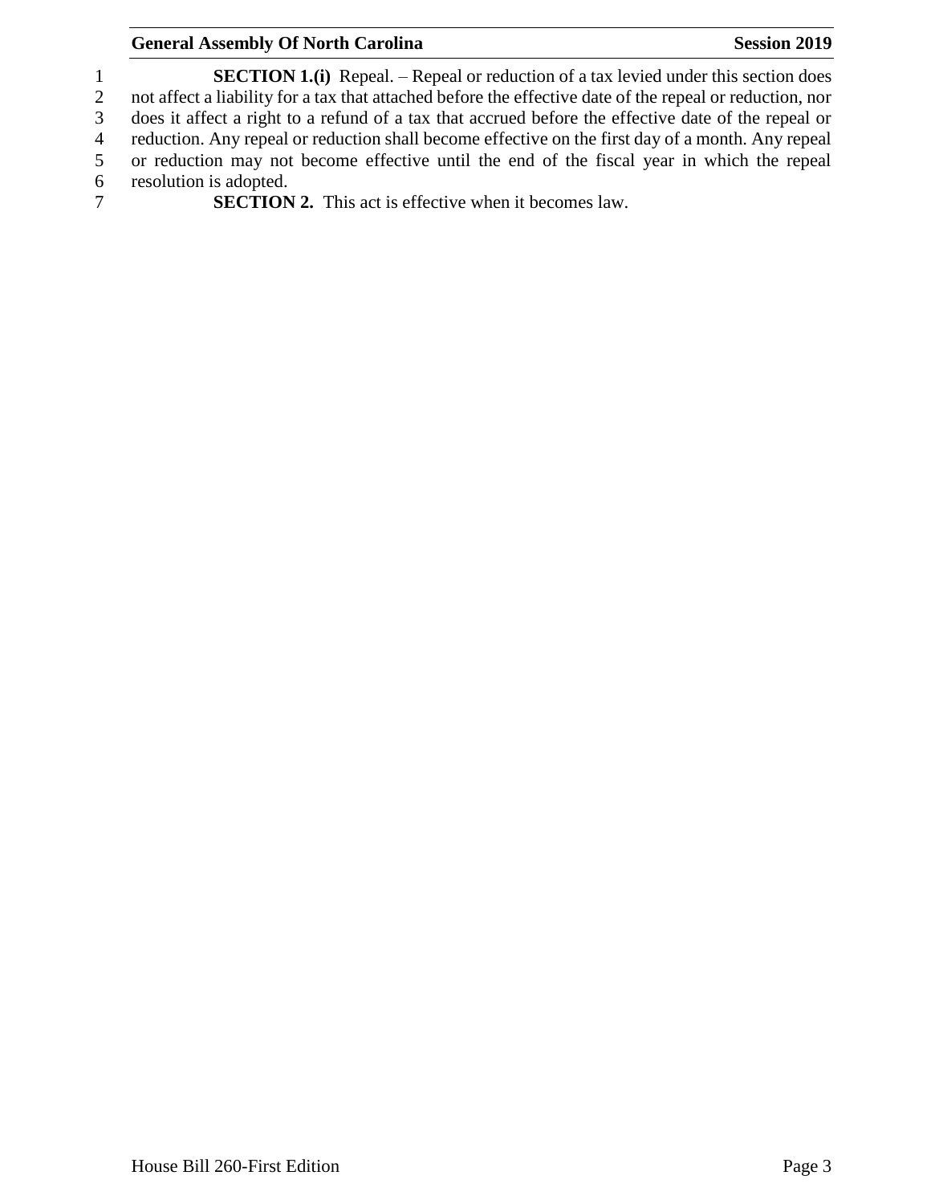**SECTION 1.(i)** Repeal. – Repeal or reduction of a tax levied under this section does not affect a liability for a tax that attached before the effective date of the repeal or reduction, nor does it affect a right to a refund of a tax that accrued before the effective date of the repeal or reduction. Any repeal or reduction shall become effective on the first day of a month. Any repeal or reduction may not become effective until the end of the fiscal year in which the repeal resolution is adopted.

**SECTION 2.** This act is effective when it becomes law.